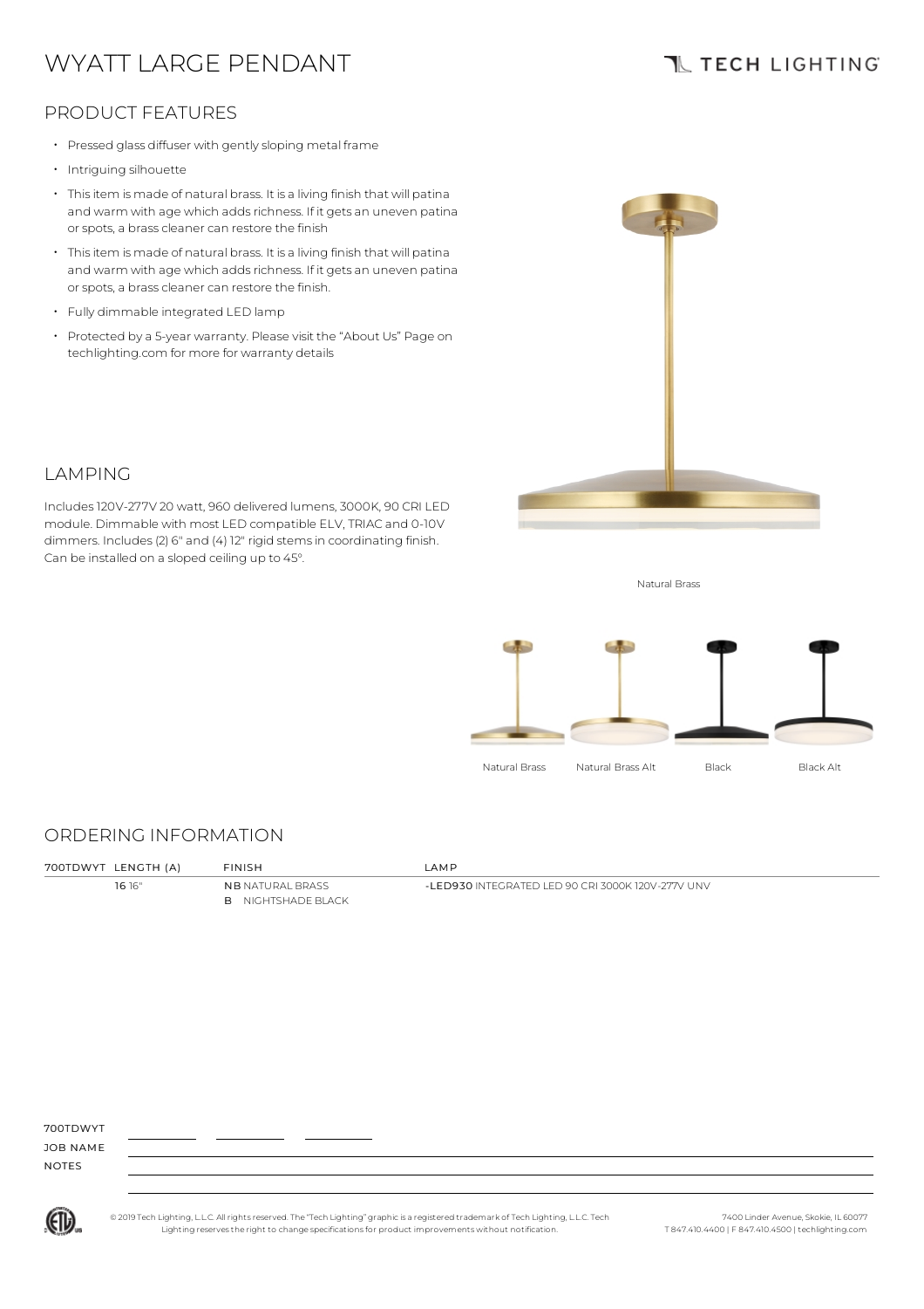# WYATT LARGE PENDANT

TECH LIGHTING

## PRODUCT FEATURES

- Pressed glass diffuser with gently sloping metal frame
- Intriguing silhouette
- This item is made of natural brass. It is a living finish that will patina and warm with age which adds richness. If it gets an uneven patina or spots, a brass cleaner can restore the finish
- This item is made of natural brass. It is a living finish that will patina and warm with age which adds richness. If it gets an uneven patina or spots, a brass cleaner can restore the finish.
- Fully dimmable integrated LED lamp
- Protected by a 5-year warranty. Please visit the "About Us" Page on techlighting.com for more for warranty details

## LAMPING

Includes 120V-277V 20 watt, 960 delivered lumens, 3000K, 90 CRI LED module. Dimmable with most LED compatible ELV, TRIAC and 0-10V dimmers. Includes (2) 6" and (4) 12" rigid stems in coordinating finish. Can be installed on a sloped ceiling up to 45°.

Natural Brass

Natural Brass　Natural Brass Alt　Black　Black Alt

## ORDERING INFORMATION

| 700TDWYT | LENGTH (A) | FINISH | LAMP |
|---|---|---|---|
| | **16** 16" | **NB** NATURAL BRASS<br>**B** NIGHTSHADE BLACK | **-LED930** INTEGRATED LED 90 CRI 3000K 120V-277V UNV |

700TDWYT ________ ________ ________

JOB NAME

NOTES

© 2019 Tech Lighting, L.L.C. All rights reserved. The "Tech Lighting" graphic is a registered trademark of Tech Lighting, L.L.C. Tech Lighting reserves the right to change specifications for product improvements without notification.

7400 Linder Avenue, Skokie, IL 60077
T 847.410.4400 | F 847.410.4500 | techlighting.com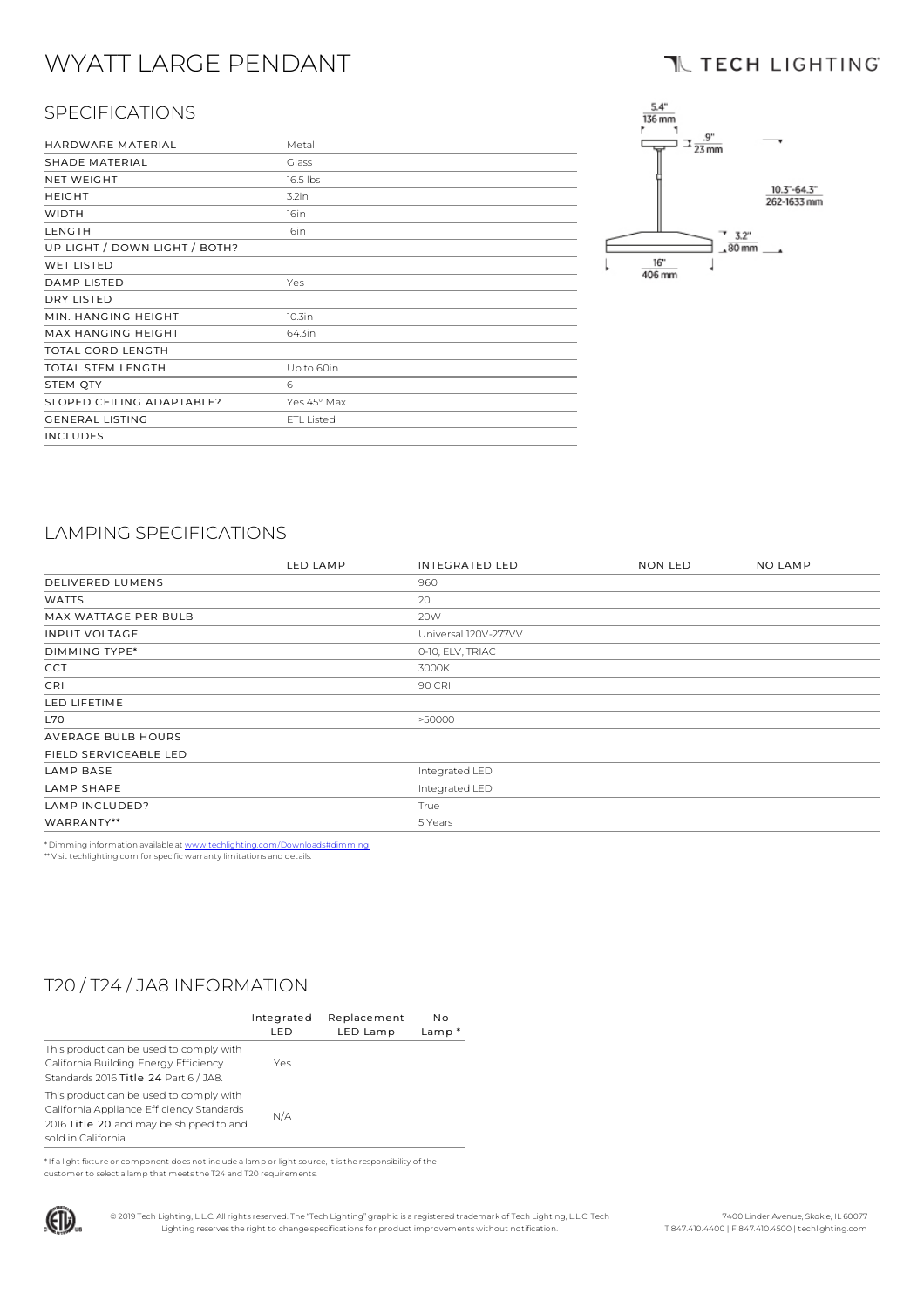# WYATT LARGE PENDANT

TECH LIGHTING

## SPECIFICATIONS

| | |
|---|---|
| HARDWARE MATERIAL | Metal |
| SHADE MATERIAL | Glass |
| NET WEIGHT | 16.5 lbs |
| HEIGHT | 3.2in |
| WIDTH | 16in |
| LENGTH | 16in |
| UP LIGHT / DOWN LIGHT / BOTH? | |
| WET LISTED | |
| DAMP LISTED | Yes |
| DRY LISTED | |
| MIN. HANGING HEIGHT | 10.3in |
| MAX HANGING HEIGHT | 64.3in |
| TOTAL CORD LENGTH | |
| TOTAL STEM LENGTH | Up to 60in |
| STEM QTY | 6 |
| SLOPED CEILING ADAPTABLE? | Yes 45° Max |
| GENERAL LISTING | ETL Listed |
| INCLUDES | |

5.4"
136 mm
.9"
23 mm
10.3"-64.3"
262-1633 mm
3.2"
80 mm
16"
406 mm

## LAMPING SPECIFICATIONS

| | LED LAMP | INTEGRATED LED | NON LED | NO LAMP |
|---|---|---|---|---|
| DELIVERED LUMENS | | 960 | | |
| WATTS | | 20 | | |
| MAX WATTAGE PER BULB | | 20W | | |
| INPUT VOLTAGE | | Universal 120V-277VV | | |
| DIMMING TYPE* | | 0-10, ELV, TRIAC | | |
| CCT | | 3000K | | |
| CRI | | 90 CRI | | |
| LED LIFETIME | | | | |
| L70 | | >50000 | | |
| AVERAGE BULB HOURS | | | | |
| FIELD SERVICEABLE LED | | | | |
| LAMP BASE | | Integrated LED | | |
| LAMP SHAPE | | Integrated LED | | |
| LAMP INCLUDED? | | True | | |
| WARRANTY** | | 5 Years | | |

* Dimming information available at www.techlighting.com/Downloads#dimming
** Visit techlighting.com for specific warranty limitations and details.

## T20 / T24 / JA8 INFORMATION

| | Integrated LED | Replacement LED Lamp | No Lamp * |
|---|---|---|---|
| This product can be used to comply with California Building Energy Efficiency Standards 2016 Title 24 Part 6 / JA8. | Yes | | |
| This product can be used to comply with California Appliance Efficiency Standards 2016 Title 20 and may be shipped to and sold in California. | N/A | | |

* If a light fixture or component does not include a lamp or light source, it is the responsibility of the customer to select a lamp that meets the T24 and T20 requirements.

© 2019 Tech Lighting, L.L.C. All rights reserved. The "Tech Lighting" graphic is a registered trademark of Tech Lighting, L.L.C. Tech Lighting reserves the right to change specifications for product improvements without notification.

7400 Linder Avenue, Skokie, IL 60077
T 847.410.4400 | F 847.410.4500 | techlighting.com